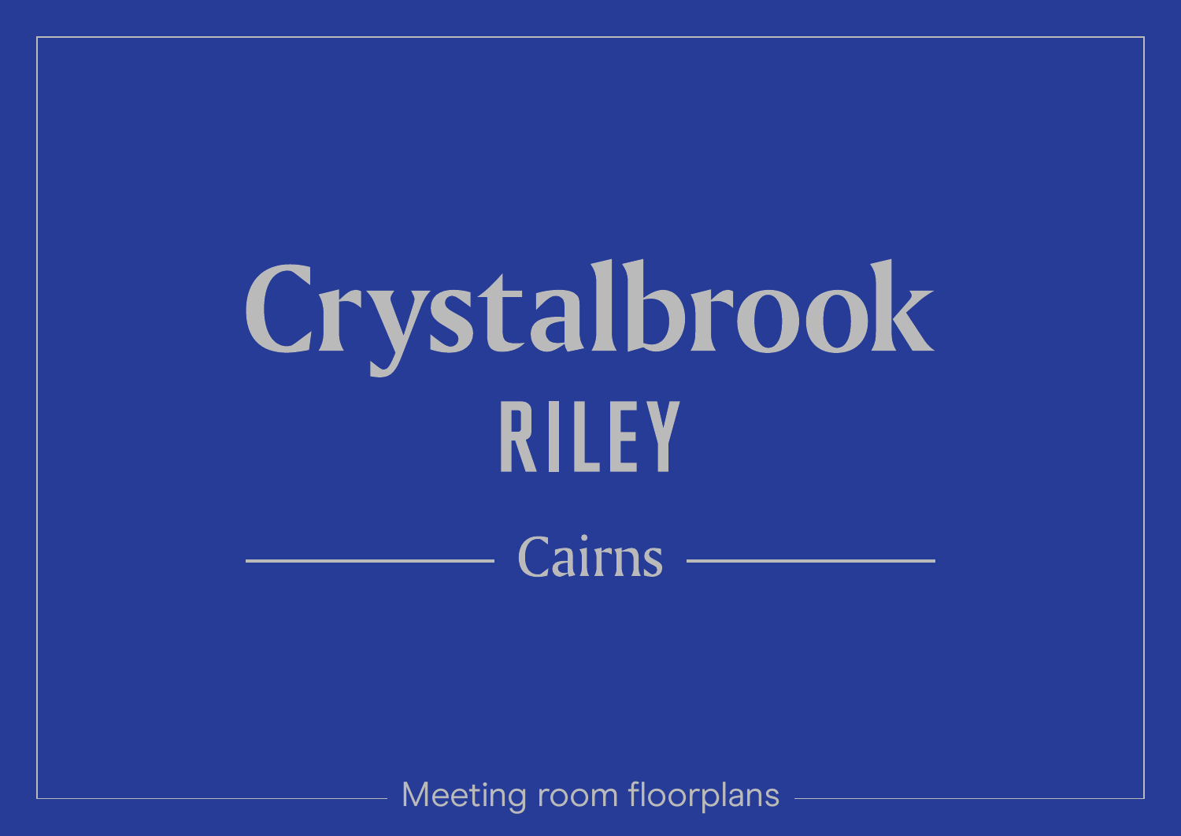# Crystalbrook

## RILEY

### Cairns

Meeting room floorplans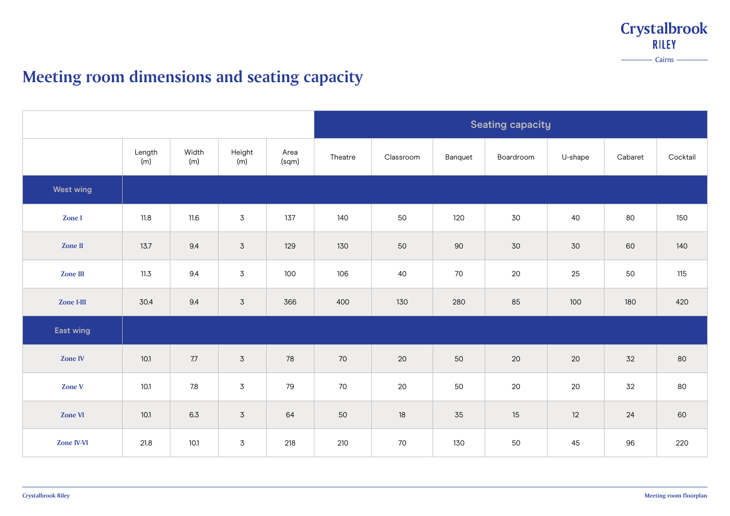Crystalbrook RILEY Cairns

# Meeting room dimensions and seating capacity

| | | | | | Seating capacity | | | | | | |
|---|---|---|---|---|---|---|---|---|---|---|---|
| | Length (m) | Width (m) | Height (m) | Area (sqm) | Theatre | Classroom | Banquet | Boardroom | U-shape | Cabaret | Cocktail |
| **West wing** | | | | | | | | | | | |
| **Zone I** | 11.8 | 11.6 | 3 | 137 | 140 | 50 | 120 | 30 | 40 | 80 | 150 |
| **Zone II** | 13.7 | 9.4 | 3 | 129 | 130 | 50 | 90 | 30 | 30 | 60 | 140 |
| **Zone III** | 11.3 | 9.4 | 3 | 100 | 106 | 40 | 70 | 20 | 25 | 50 | 115 |
| **Zone I-III** | 30.4 | 9.4 | 3 | 366 | 400 | 130 | 280 | 85 | 100 | 180 | 420 |
| **East wing** | | | | | | | | | | | |
| **Zone IV** | 10.1 | 7.7 | 3 | 78 | 70 | 20 | 50 | 20 | 20 | 32 | 80 |
| **Zone V** | 10.1 | 7.8 | 3 | 79 | 70 | 20 | 50 | 20 | 20 | 32 | 80 |
| **Zone VI** | 10.1 | 6.3 | 3 | 64 | 50 | 18 | 35 | 15 | 12 | 24 | 60 |
| **Zone IV-VI** | 21.8 | 10.1 | 3 | 218 | 210 | 70 | 130 | 50 | 45 | 96 | 220 |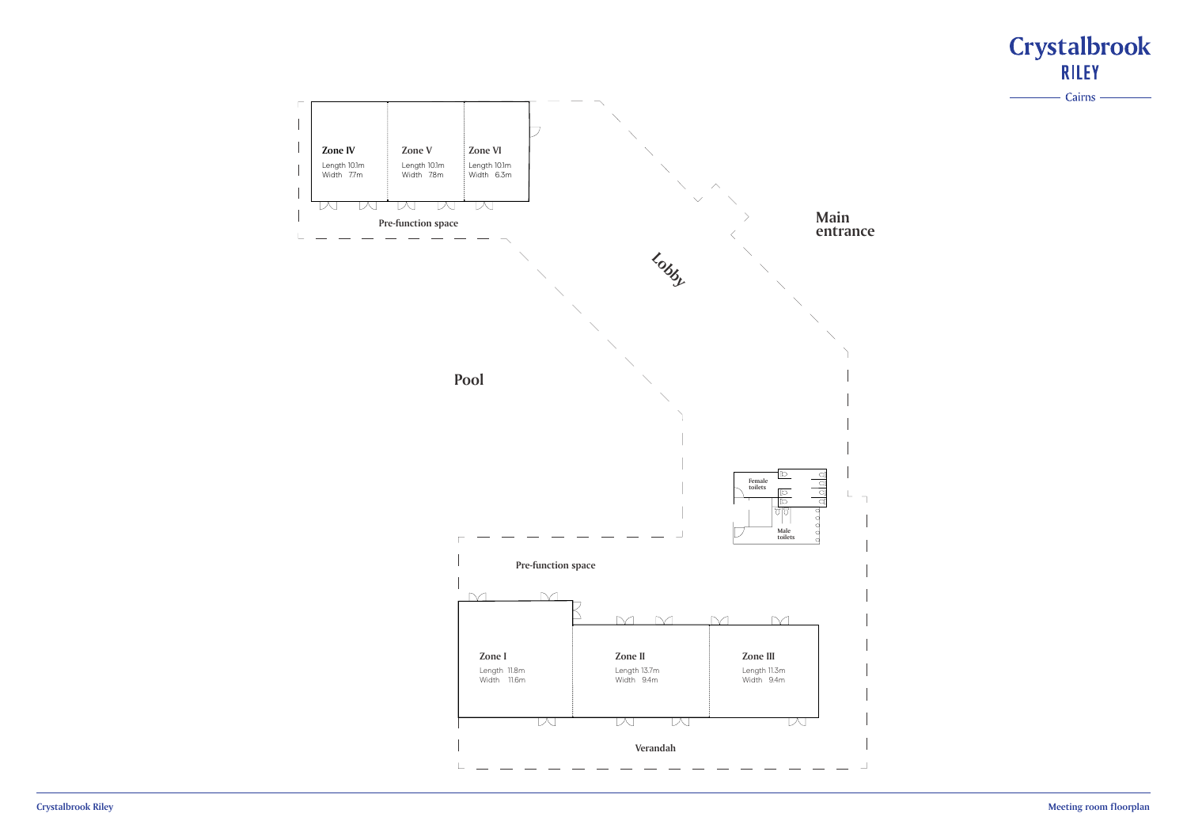Crystalbrook
RILEY
Cairns

Zone IV
Length 10.1m
Width 7.7m

Zone V
Length 10.1m
Width 7.8m

Zone VI
Length 10.1m
Width 6.3m

Pre-function space

Main entrance

Lobby

Pool

Female toilets

Male toilets

Pre-function space

Zone I
Length 11.8m
Width 11.6m

Zone II
Length 13.7m
Width 9.4m

Zone III
Length 11.3m
Width 9.4m

Verandah

Crystalbrook Riley

Meeting room floorplan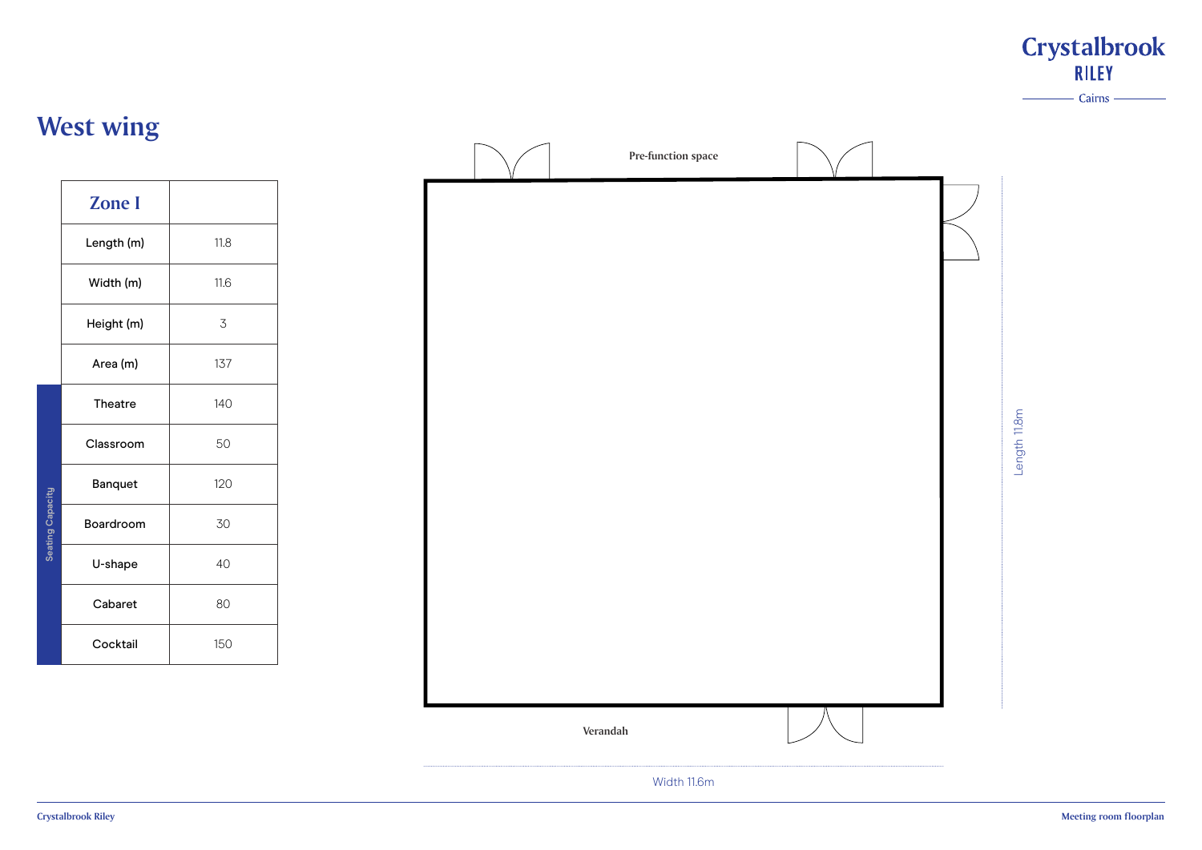# West wing

| Zone I | |
|---|---|
| Length (m) | 11.8 |
| Width (m) | 11.6 |
| Height (m) | 3 |
| Area (m) | 137 |
| **Seating Capacity** | |
| Theatre | 140 |
| Classroom | 50 |
| Banquet | 120 |
| Boardroom | 30 |
| U-shape | 40 |
| Cabaret | 80 |
| Cocktail | 150 |

Pre-function space

Verandah

Length 11.8m

Width 11.6m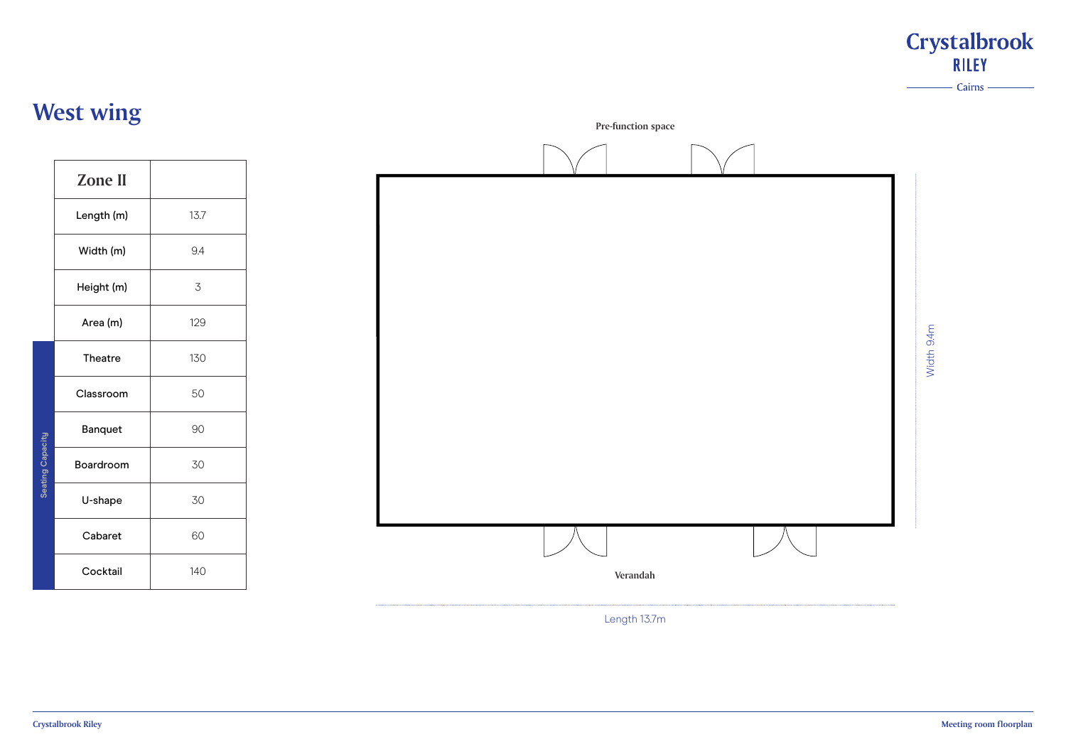# West wing

| Zone II | |
|---|---|
| Length (m) | 13.7 |
| Width (m) | 9.4 |
| Height (m) | 3 |
| Area (m) | 129 |
| Theatre | 130 |
| Classroom | 50 |
| Banquet | 90 |
| Boardroom | 30 |
| U-shape | 30 |
| Cabaret | 60 |
| Cocktail | 140 |

Seating Capacity

Pre-function space

Verandah

Width 9.4m

Length 13.7m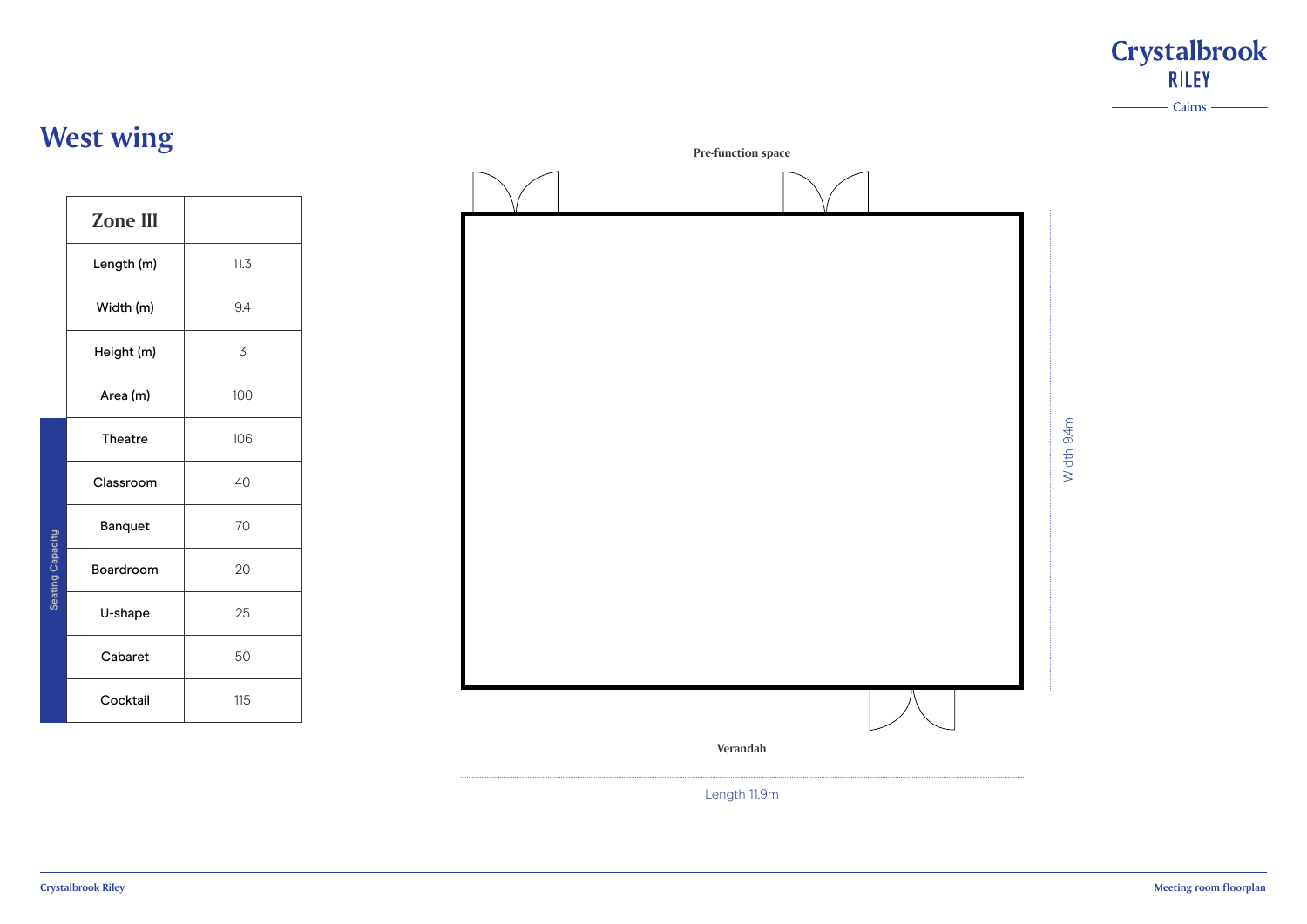# West wing

| Zone III | |
|---|---|
| Length (m) | 11.3 |
| Width (m) | 9.4 |
| Height (m) | 3 |
| Area (m) | 100 |
| Theatre | 106 |
| Classroom | 40 |
| Banquet | 70 |
| Boardroom | 20 |
| U-shape | 25 |
| Cabaret | 50 |
| Cocktail | 115 |

Seating Capacity

Pre-function space

Verandah

Width 9.4m

Length 11.9m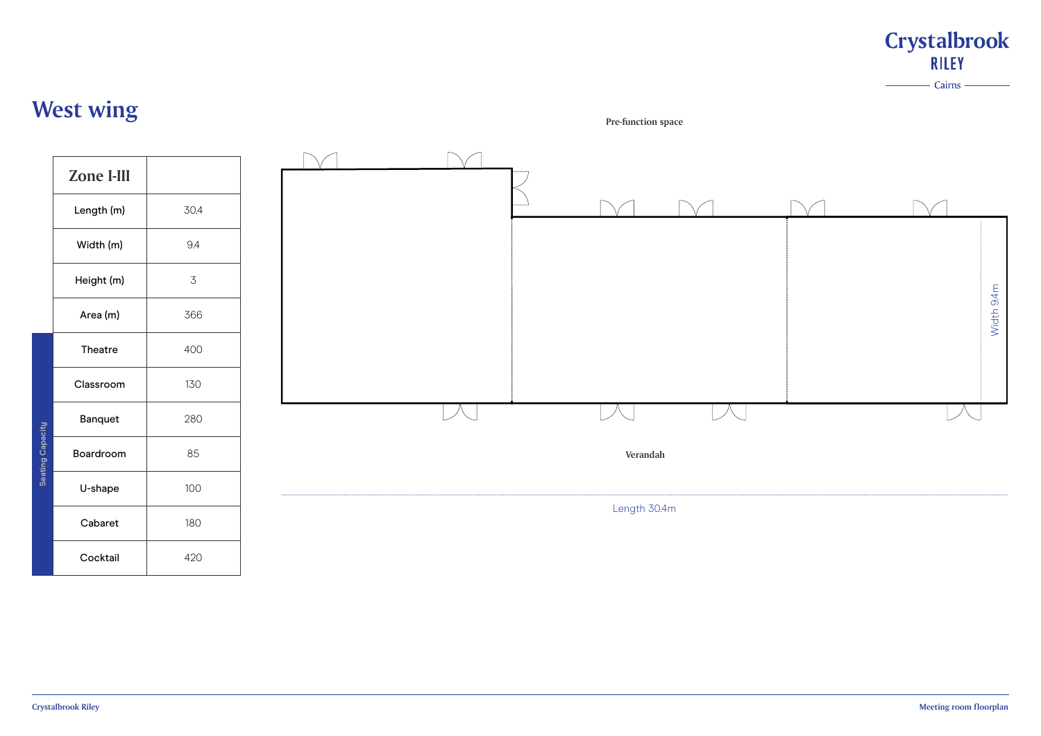# West wing

| Zone I-III | |
|---|---|
| Length (m) | 30.4 |
| Width (m) | 9.4 |
| Height (m) | 3 |
| Area (m) | 366 |
| Theatre | 400 |
| Classroom | 130 |
| Banquet | 280 |
| Boardroom | 85 |
| U-shape | 100 |
| Cabaret | 180 |
| Cocktail | 420 |

Seating Capacity

Pre-function space

Width 9.4m

Verandah

Length 30.4m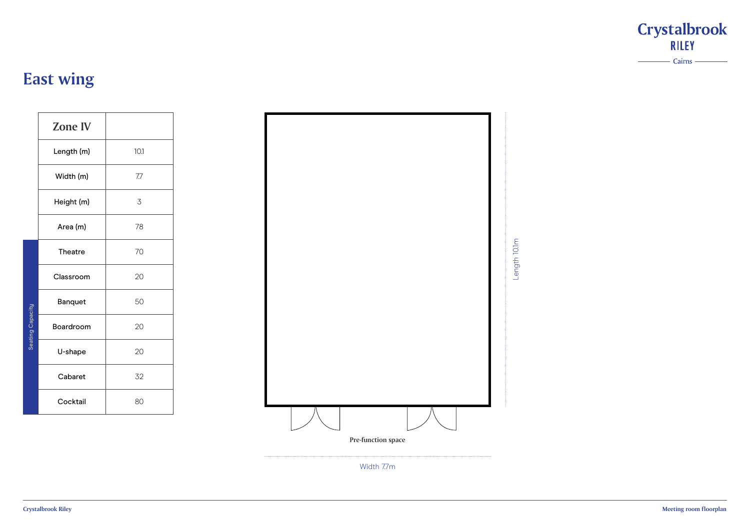# East wing

| Zone IV | |
|---|---|
| Length (m) | 10.1 |
| Width (m) | 7.7 |
| Height (m) | 3 |
| Area (m) | 78 |
| Theatre | 70 |
| Classroom | 20 |
| Banquet | 50 |
| Boardroom | 20 |
| U-shape | 20 |
| Cabaret | 32 |
| Cocktail | 80 |

Seating Capacity

Pre-function space

Width 7.7m

Length 10.1m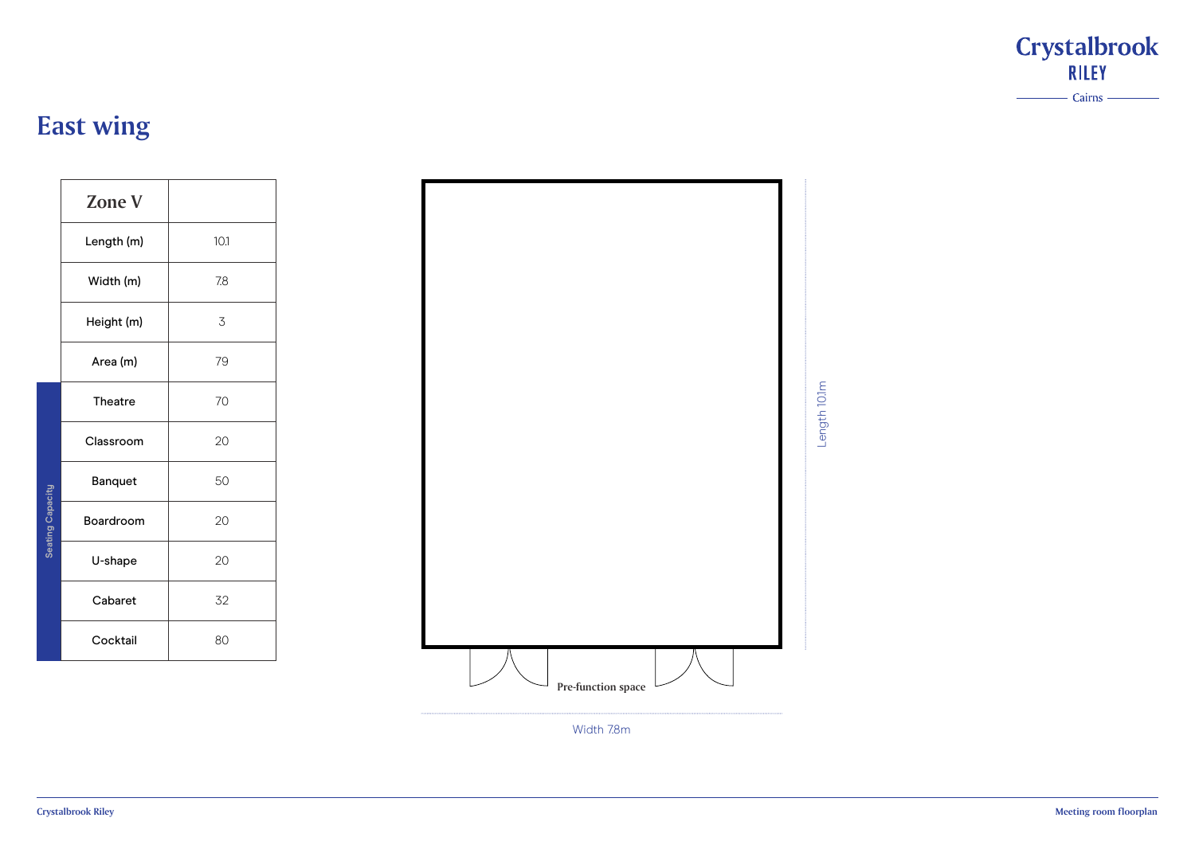# East wing

| Zone V | |
|---|---|
| Length (m) | 10.1 |
| Width (m) | 7.8 |
| Height (m) | 3 |
| Area (m) | 79 |
| Theatre | 70 |
| Classroom | 20 |
| Banquet | 50 |
| Boardroom | 20 |
| U-shape | 20 |
| Cabaret | 32 |
| Cocktail | 80 |

Seating Capacity

Pre-function space

Length 10.1m

Width 7.8m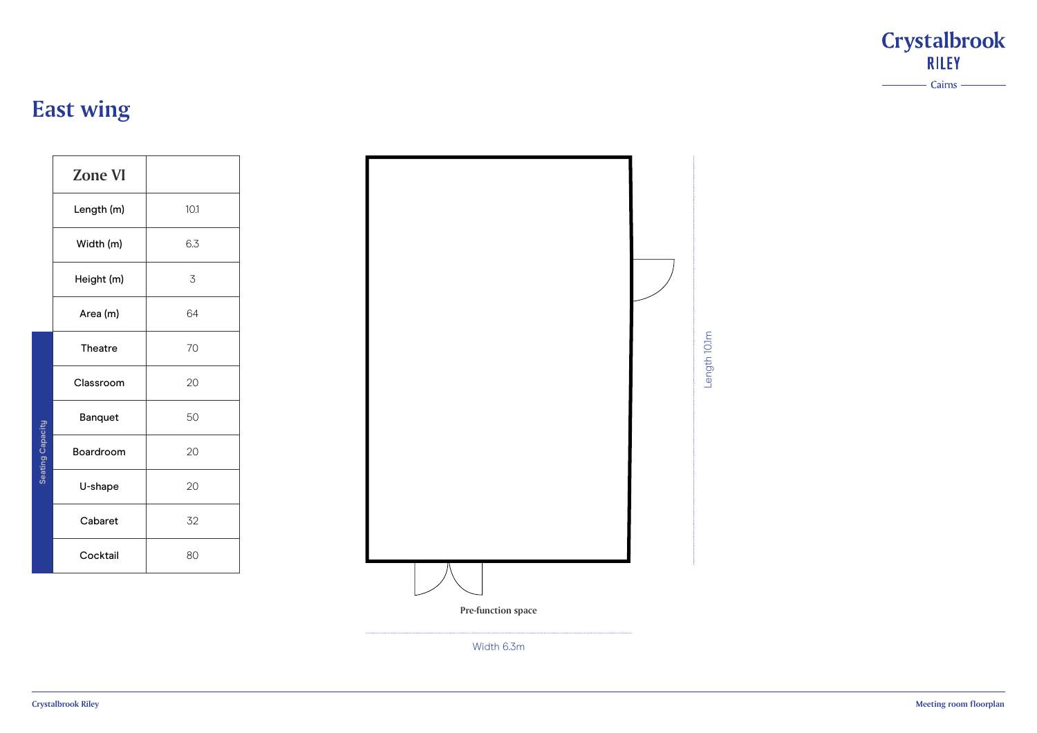Crystalbrook
RILEY
Cairns

# East wing

| Zone VI | |
|---|---|
| Length (m) | 10.1 |
| Width (m) | 6.3 |
| Height (m) | 3 |
| Area (m) | 64 |
| Theatre | 70 |
| Classroom | 20 |
| Banquet | 50 |
| Boardroom | 20 |
| U-shape | 20 |
| Cabaret | 32 |
| Cocktail | 80 |

Seating Capacity

Length 10.1m

**Pre-function space**

Width 6.3m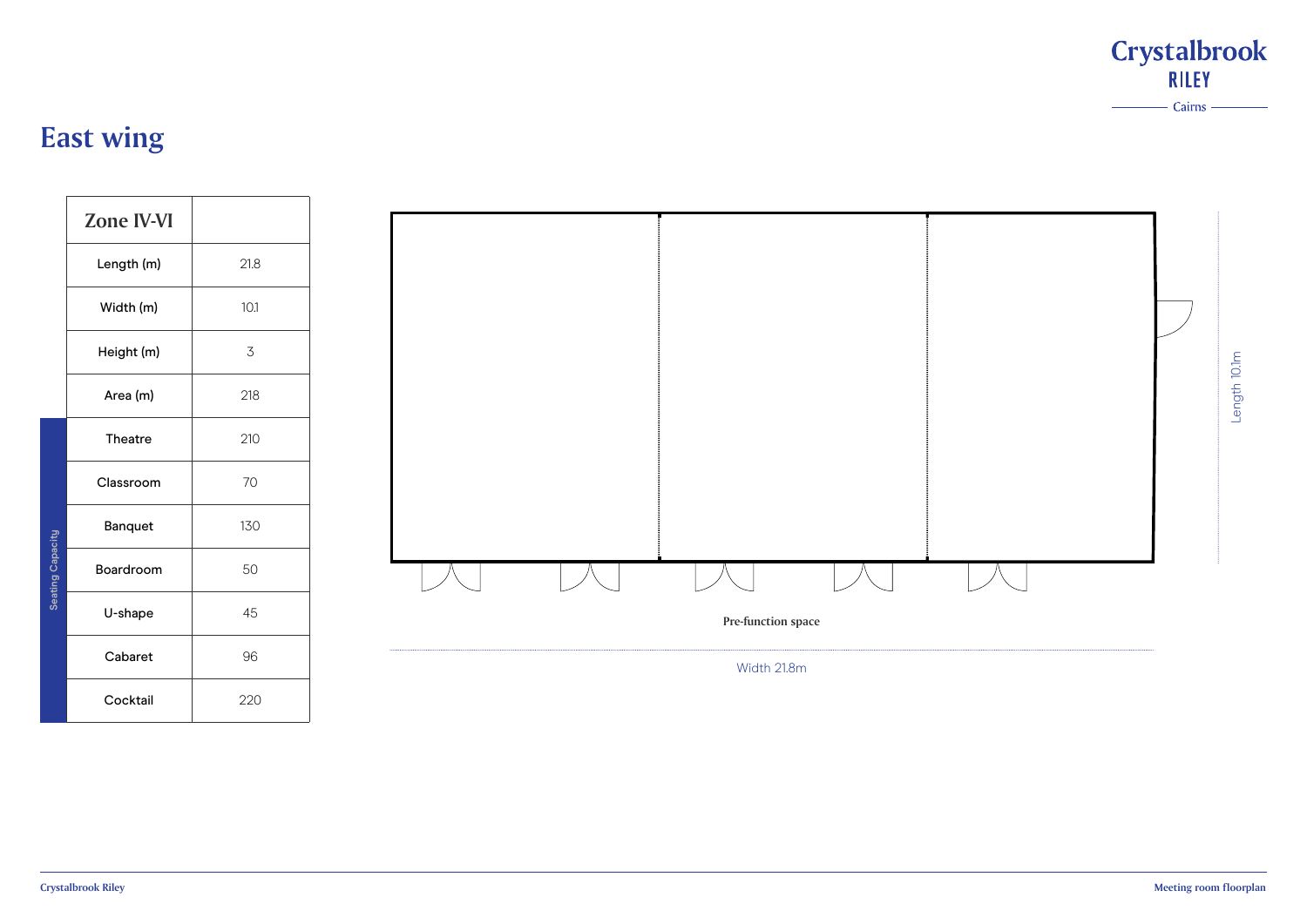Crystalbrook
RILEY
Cairns

# East wing

| Zone IV-VI | |
|---|---|
| Length (m) | 21.8 |
| Width (m) | 10.1 |
| Height (m) | 3 |
| Area (m) | 218 |
| Theatre | 210 |
| Classroom | 70 |
| Banquet | 130 |
| Boardroom | 50 |
| U-shape | 45 |
| Cabaret | 96 |
| Cocktail | 220 |

Seating Capacity

Pre-function space

Width 21.8m

Length 10.1m